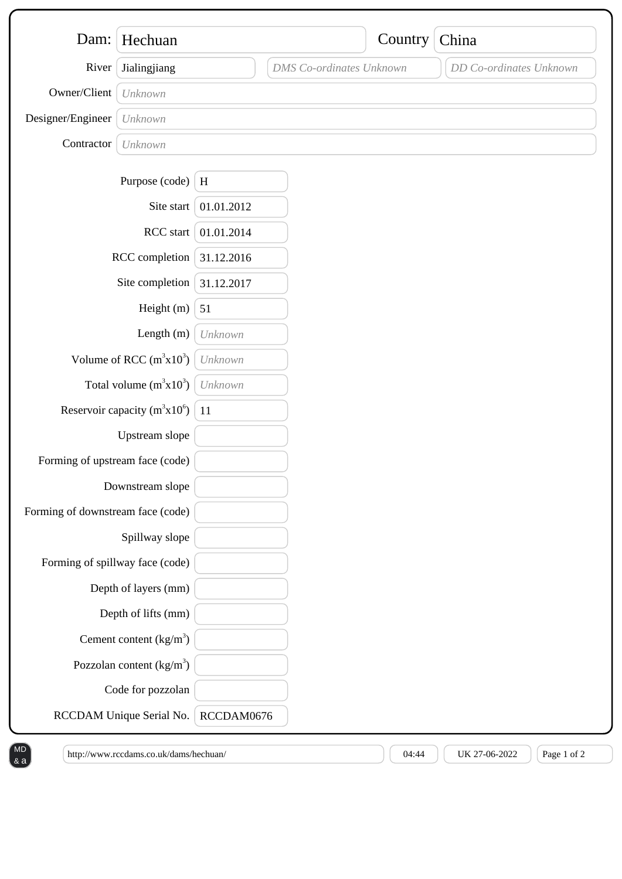| Field | Value |
| --- | --- |
| Dam: | Hechuan |
| Country | China |
| River | Jialingjiang |
| DMS Co-ordinates | *DMS Co-ordinates Unknown* |
| DD Co-ordinates | *DD Co-ordinates Unknown* |
| Owner/Client | *Unknown* |
| Designer/Engineer | *Unknown* |
| Contractor | *Unknown* |

| Field | Value |
| --- | --- |
| Purpose (code) | H |
| Site start | 01.01.2012 |
| RCC start | 01.01.2014 |
| RCC completion | 31.12.2016 |
| Site completion | 31.12.2017 |
| Height (m) | 51 |
| Length (m) | *Unknown* |
| Volume of RCC ($m^3x10^3$) | *Unknown* |
| Total volume ($m^3x10^3$) | *Unknown* |
| Reservoir capacity ($m^3x10^6$) | 11 |
| Upstream slope | |
| Forming of upstream face (code) | |
| Downstream slope | |
| Forming of downstream face (code) | |
| Spillway slope | |
| Forming of spillway face (code) | |
| Depth of layers (mm) | |
| Depth of lifts (mm) | |
| Cement content ($kg/m^3$) | |
| Pozzolan content ($kg/m^3$) | |
| Code for pozzolan | |
| RCCDAM Unique Serial No. | RCCDAM0676 |

http://www.rccdams.co.uk/dams/hechuan/ | 04:44 | UK 27-06-2022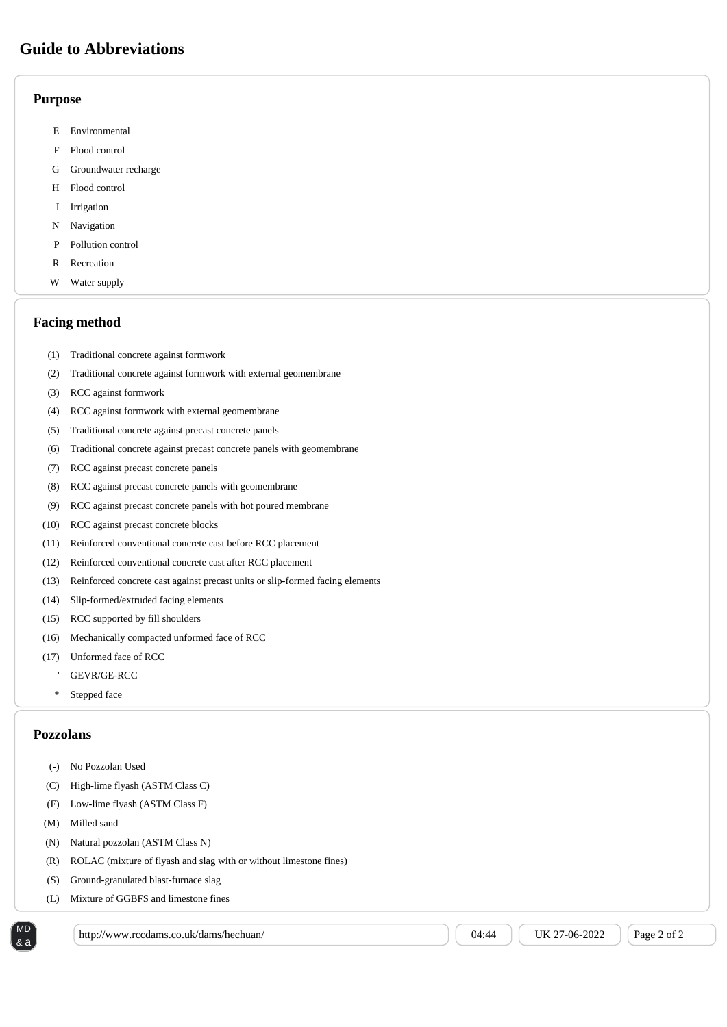# Guide to Abbreviations

## Purpose

- E Environmental
- F Flood control
- G Groundwater recharge
- H Flood control
- I Irrigation
- N Navigation
- P Pollution control
- R Recreation
- W Water supply

## Facing method

- (1) Traditional concrete against formwork
- (2) Traditional concrete against formwork with external geomembrane
- (3) RCC against formwork
- (4) RCC against formwork with external geomembrane
- (5) Traditional concrete against precast concrete panels
- (6) Traditional concrete against precast concrete panels with geomembrane
- (7) RCC against precast concrete panels
- (8) RCC against precast concrete panels with geomembrane
- (9) RCC against precast concrete panels with hot poured membrane
- (10) RCC against precast concrete blocks
- (11) Reinforced conventional concrete cast before RCC placement
- (12) Reinforced conventional concrete cast after RCC placement
- (13) Reinforced concrete cast against precast units or slip-formed facing elements
- (14) Slip-formed/extruded facing elements
- (15) RCC supported by fill shoulders
- (16) Mechanically compacted unformed face of RCC
- (17) Unformed face of RCC
- ' GEVR/GE-RCC
- * Stepped face

## Pozzolans

- (-) No Pozzolan Used
- (C) High-lime flyash (ASTM Class C)
- (F) Low-lime flyash (ASTM Class F)
- (M) Milled sand
- (N) Natural pozzolan (ASTM Class N)
- (R) ROLAC (mixture of flyash and slag with or without limestone fines)
- (S) Ground-granulated blast-furnace slag
- (L) Mixture of GGBFS and limestone fines